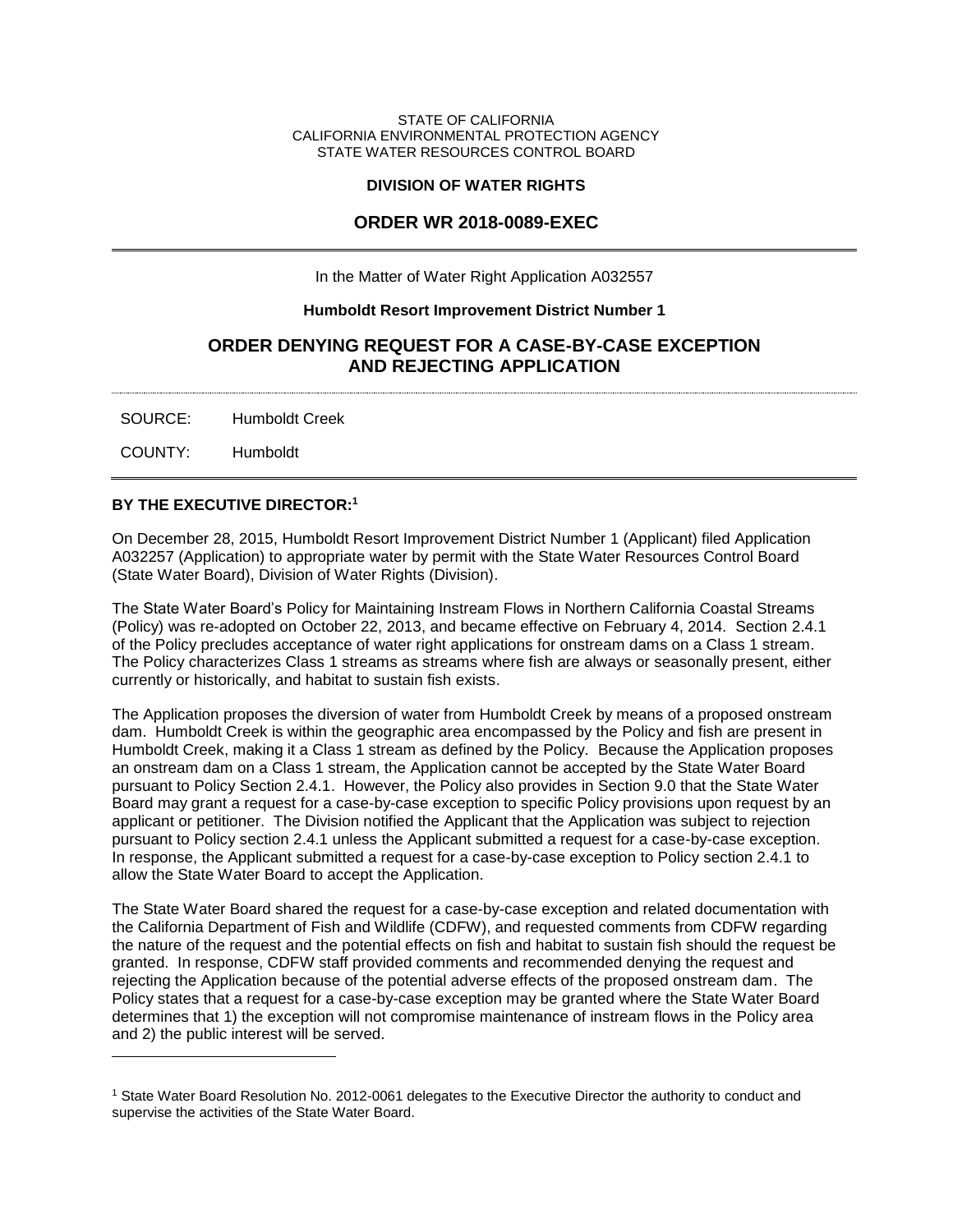STATE OF CALIFORNIA
CALIFORNIA ENVIRONMENTAL PROTECTION AGENCY
STATE WATER RESOURCES CONTROL BOARD

**DIVISION OF WATER RIGHTS**

## ORDER WR 2018-0089-EXEC

In the Matter of Water Right Application A032557

**Humboldt Resort Improvement District Number 1**

## ORDER DENYING REQUEST FOR A CASE-BY-CASE EXCEPTION AND REJECTING APPLICATION

SOURCE: Humboldt Creek

COUNTY: Humboldt

**BY THE EXECUTIVE DIRECTOR:**[1]

On December 28, 2015, Humboldt Resort Improvement District Number 1 (Applicant) filed Application A032257 (Application) to appropriate water by permit with the State Water Resources Control Board (State Water Board), Division of Water Rights (Division).

The State Water Board's Policy for Maintaining Instream Flows in Northern California Coastal Streams (Policy) was re-adopted on October 22, 2013, and became effective on February 4, 2014. Section 2.4.1 of the Policy precludes acceptance of water right applications for onstream dams on a Class 1 stream. The Policy characterizes Class 1 streams as streams where fish are always or seasonally present, either currently or historically, and habitat to sustain fish exists.

The Application proposes the diversion of water from Humboldt Creek by means of a proposed onstream dam. Humboldt Creek is within the geographic area encompassed by the Policy and fish are present in Humboldt Creek, making it a Class 1 stream as defined by the Policy. Because the Application proposes an onstream dam on a Class 1 stream, the Application cannot be accepted by the State Water Board pursuant to Policy Section 2.4.1. However, the Policy also provides in Section 9.0 that the State Water Board may grant a request for a case-by-case exception to specific Policy provisions upon request by an applicant or petitioner. The Division notified the Applicant that the Application was subject to rejection pursuant to Policy section 2.4.1 unless the Applicant submitted a request for a case-by-case exception. In response, the Applicant submitted a request for a case-by-case exception to Policy section 2.4.1 to allow the State Water Board to accept the Application.

The State Water Board shared the request for a case-by-case exception and related documentation with the California Department of Fish and Wildlife (CDFW), and requested comments from CDFW regarding the nature of the request and the potential effects on fish and habitat to sustain fish should the request be granted. In response, CDFW staff provided comments and recommended denying the request and rejecting the Application because of the potential adverse effects of the proposed onstream dam. The Policy states that a request for a case-by-case exception may be granted where the State Water Board determines that 1) the exception will not compromise maintenance of instream flows in the Policy area and 2) the public interest will be served.

---

[1] State Water Board Resolution No. 2012-0061 delegates to the Executive Director the authority to conduct and supervise the activities of the State Water Board.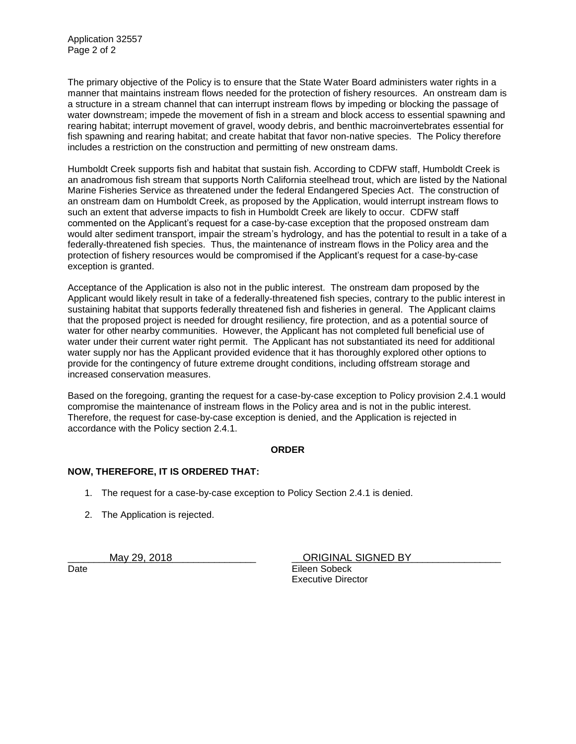The primary objective of the Policy is to ensure that the State Water Board administers water rights in a manner that maintains instream flows needed for the protection of fishery resources. An onstream dam is a structure in a stream channel that can interrupt instream flows by impeding or blocking the passage of water downstream; impede the movement of fish in a stream and block access to essential spawning and rearing habitat; interrupt movement of gravel, woody debris, and benthic macroinvertebrates essential for fish spawning and rearing habitat; and create habitat that favor non-native species. The Policy therefore includes a restriction on the construction and permitting of new onstream dams.

Humboldt Creek supports fish and habitat that sustain fish. According to CDFW staff, Humboldt Creek is an anadromous fish stream that supports North California steelhead trout, which are listed by the National Marine Fisheries Service as threatened under the federal Endangered Species Act. The construction of an onstream dam on Humboldt Creek, as proposed by the Application, would interrupt instream flows to such an extent that adverse impacts to fish in Humboldt Creek are likely to occur. CDFW staff commented on the Applicant's request for a case-by-case exception that the proposed onstream dam would alter sediment transport, impair the stream's hydrology, and has the potential to result in a take of a federally-threatened fish species. Thus, the maintenance of instream flows in the Policy area and the protection of fishery resources would be compromised if the Applicant's request for a case-by-case exception is granted.

Acceptance of the Application is also not in the public interest. The onstream dam proposed by the Applicant would likely result in take of a federally-threatened fish species, contrary to the public interest in sustaining habitat that supports federally threatened fish and fisheries in general. The Applicant claims that the proposed project is needed for drought resiliency, fire protection, and as a potential source of water for other nearby communities. However, the Applicant has not completed full beneficial use of water under their current water right permit. The Applicant has not substantiated its need for additional water supply nor has the Applicant provided evidence that it has thoroughly explored other options to provide for the contingency of future extreme drought conditions, including offstream storage and increased conservation measures.

Based on the foregoing, granting the request for a case-by-case exception to Policy provision 2.4.1 would compromise the maintenance of instream flows in the Policy area and is not in the public interest. Therefore, the request for case-by-case exception is denied, and the Application is rejected in accordance with the Policy section 2.4.1.

**ORDER**

**NOW, THEREFORE, IT IS ORDERED THAT:**

1. The request for a case-by-case exception to Policy Section 2.4.1 is denied.

2. The Application is rejected.

May 29, 2018
Date

ORIGINAL SIGNED BY
Eileen Sobeck
Executive Director